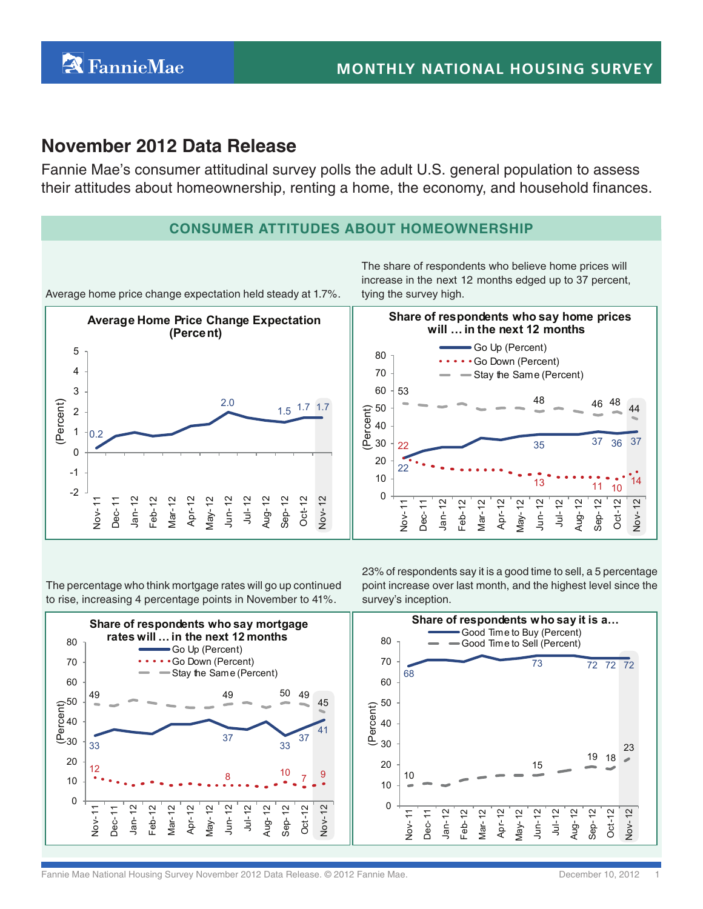# MONTHLY NATIONAL HOUSING SURVEY

## November 2012 Data Release

Fannie Mae's consumer attitudinal survey polls the adult U.S. general population to assess their attitudes about homeownership, renting a home, the economy, and household finances.

### CONSUMER ATTITUDES ABOUT HOMEOWNERSHIP

Average home price change expectation held steady at 1.7%.

**Average Home Price Change Expectation (Percent)**

| Month | Nov-11 | Dec-11 | Jan-12 | Feb-12 | Mar-12 | Apr-12 | May-12 | Jun-12 | Jul-12 | Aug-12 | Sep-12 | Oct-12 | Nov-12 |
|---|---|---|---|---|---|---|---|---|---|---|---|---|---|
| Percent | 0.2 | | | | | | | 2.0 | | | 1.5 | 1.7 | 1.7 |

The share of respondents who believe home prices will increase in the next 12 months edged up to 37 percent, tying the survey high.

**Share of respondents who say home prices will … in the next 12 months**

| Month | Nov-11 | Dec-11 | Jan-12 | Feb-12 | Mar-12 | Apr-12 | May-12 | Jun-12 | Jul-12 | Aug-12 | Sep-12 | Oct-12 | Nov-12 |
|---|---|---|---|---|---|---|---|---|---|---|---|---|---|
| Go Up (Percent) | 22 | | | | | | | 35 | | | 37 | 36 | 37 |
| Go Down (Percent) | 22 | | | | | | | 13 | | | 11 | 10 | 14 |
| Stay the Same (Percent) | 53 | | | | | | | 48 | | | 46 | 48 | 44 |

The percentage who think mortgage rates will go up continued to rise, increasing 4 percentage points in November to 41%.

**Share of respondents who say mortgage rates will … in the next 12 months**

| Month | Nov-11 | Dec-11 | Jan-12 | Feb-12 | Mar-12 | Apr-12 | May-12 | Jun-12 | Jul-12 | Aug-12 | Sep-12 | Oct-12 | Nov-12 |
|---|---|---|---|---|---|---|---|---|---|---|---|---|---|
| Go Up (Percent) | 33 | | | | | | | 37 | | | 33 | 37 | 41 |
| Go Down (Percent) | 12 | | | | | | | 8 | | | 10 | 7 | 9 |
| Stay the Same (Percent) | 49 | | | | | | | 49 | | | 50 | 49 | 45 |

23% of respondents say it is a good time to sell, a 5 percentage point increase over last month, and the highest level since the survey's inception.

**Share of respondents who say it is a…**

| Month | Nov-11 | Dec-11 | Jan-12 | Feb-12 | Mar-12 | Apr-12 | May-12 | Jun-12 | Jul-12 | Aug-12 | Sep-12 | Oct-12 | Nov-12 |
|---|---|---|---|---|---|---|---|---|---|---|---|---|---|
| Good Time to Buy (Percent) | 68 | | | | | | | 73 | | | 72 | 72 | 72 |
| Good Time to Sell (Percent) | 10 | | | | | | | 15 | | | 19 | 18 | 23 |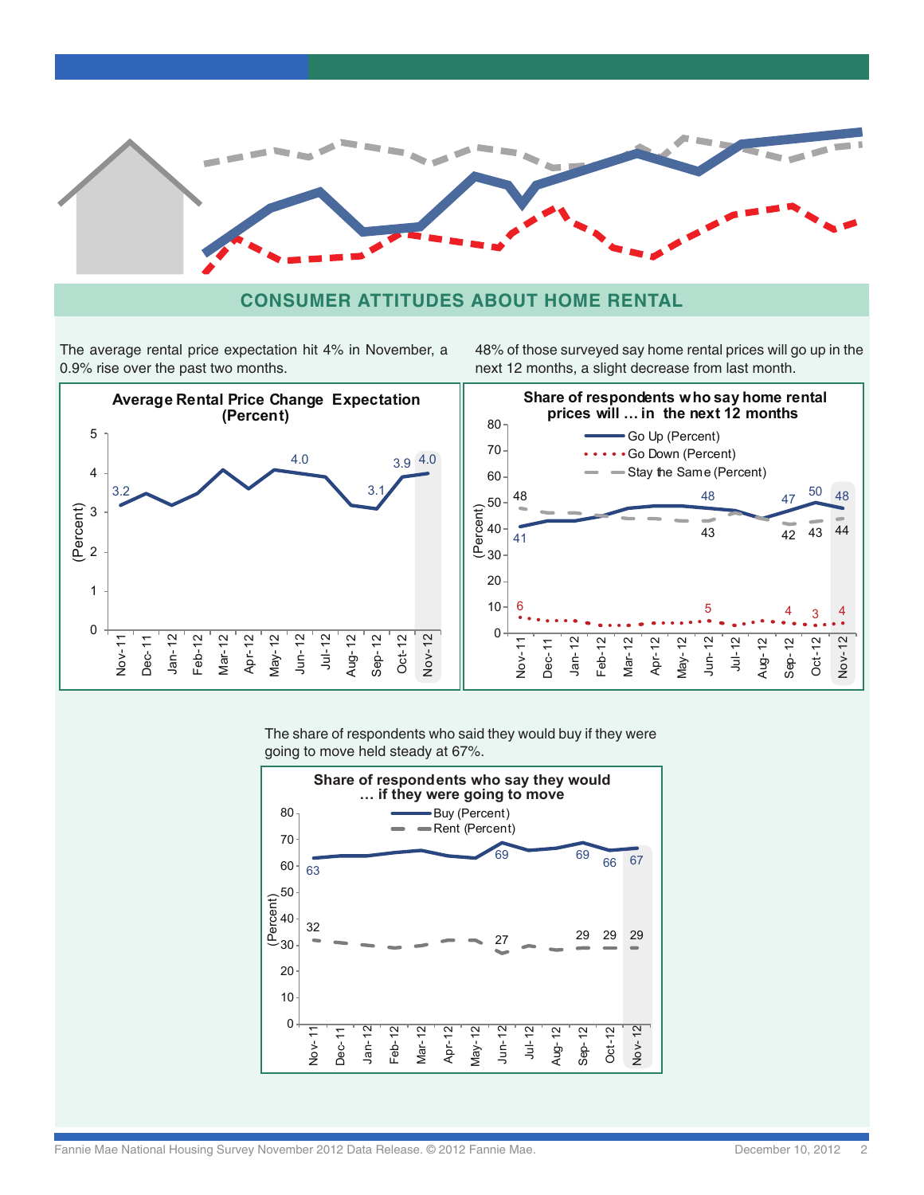## CONSUMER ATTITUDES ABOUT HOME RENTAL

The average rental price expectation hit 4% in November, a 0.9% rise over the past two months.

**Average Rental Price Change Expectation (Percent)**

48% of those surveyed say home rental prices will go up in the next 12 months, a slight decrease from last month.

**Share of respondents who say home rental prices will … in the next 12 months**

The share of respondents who said they would buy if they were going to move held steady at 67%.

**Share of respondents who say they would … if they were going to move**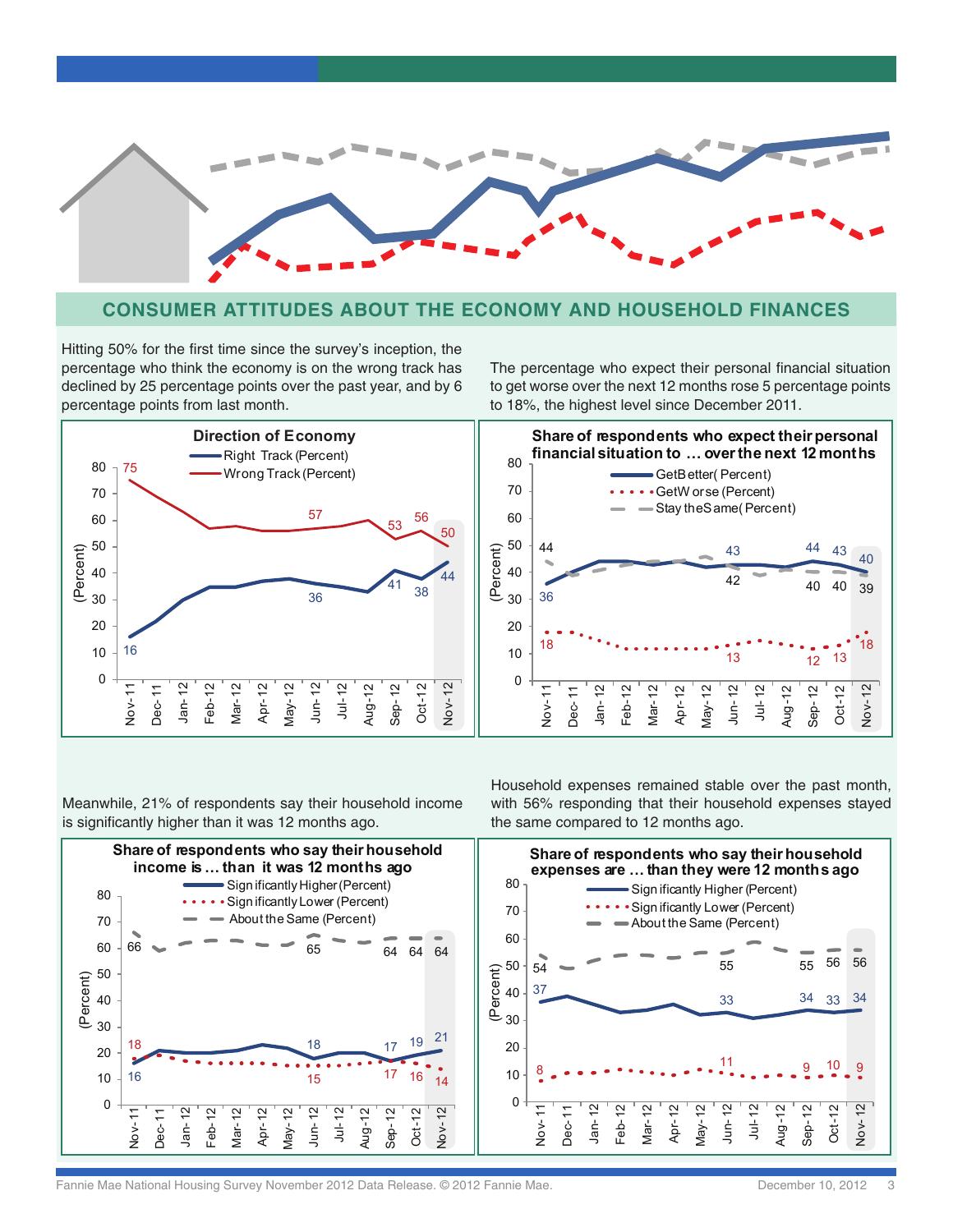## CONSUMER ATTITUDES ABOUT THE ECONOMY AND HOUSEHOLD FINANCES

Hitting 50% for the first time since the survey's inception, the percentage who think the economy is on the wrong track has declined by 25 percentage points over the past year, and by 6 percentage points from last month.

**Direction of Economy**

- Right Track (Percent)
- Wrong Track (Percent)

| | Nov-11 | Jun-12 | Sep-12 | Oct-12 | Nov-12 |
|---|---|---|---|---|---|
| Right Track (Percent) | 16 | 36 | 41 | 38 | 44 |
| Wrong Track (Percent) | 75 | 57 | 53 | 56 | 50 |

The percentage who expect their personal financial situation to get worse over the next 12 months rose 5 percentage points to 18%, the highest level since December 2011.

**Share of respondents who expect their personal financial situation to … over the next 12 months**

| | Nov-11 | Jun-12 | Sep-12 | Oct-12 | Nov-12 |
|---|---|---|---|---|---|
| Get Better (Percent) | 36 | 43 | 44 | 43 | 40 |
| Get Worse (Percent) | 18 | 13 | 12 | 13 | 18 |
| Stay the Same (Percent) | 44 | 42 | 40 | 40 | 39 |

Meanwhile, 21% of respondents say their household income is significantly higher than it was 12 months ago.

**Share of respondents who say their household income is … than it was 12 months ago**

| | Nov-11 | Jun-12 | Sep-12 | Oct-12 | Nov-12 |
|---|---|---|---|---|---|
| Significantly Higher (Percent) | 16 | 18 | 17 | 19 | 21 |
| Significantly Lower (Percent) | 18 | 15 | 17 | 16 | 14 |
| About the Same (Percent) | 66 | 65 | 64 | 64 | 64 |

Household expenses remained stable over the past month, with 56% responding that their household expenses stayed the same compared to 12 months ago.

**Share of respondents who say their household expenses are … than they were 12 months ago**

| | Nov-11 | Jun-12 | Sep-12 | Oct-12 | Nov-12 |
|---|---|---|---|---|---|
| Significantly Higher (Percent) | 37 | 33 | 34 | 33 | 34 |
| Significantly Lower (Percent) | 8 | 11 | 9 | 10 | 9 |
| About the Same (Percent) | 54 | 55 | 55 | 56 | 56 |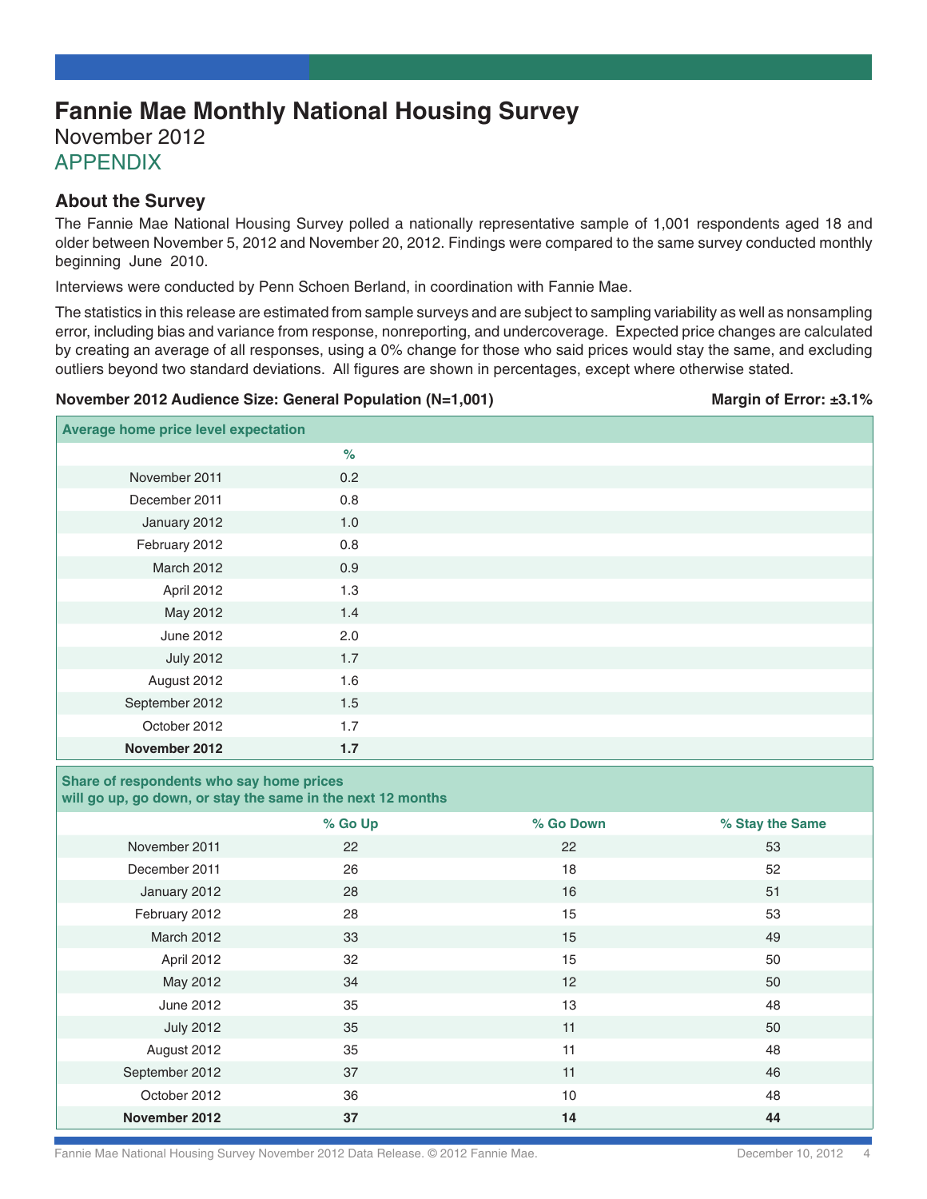# Fannie Mae Monthly National Housing Survey

November 2012

APPENDIX

## About the Survey

The Fannie Mae National Housing Survey polled a nationally representative sample of 1,001 respondents aged 18 and older between November 5, 2012 and November 20, 2012. Findings were compared to the same survey conducted monthly beginning June 2010.

Interviews were conducted by Penn Schoen Berland, in coordination with Fannie Mae.

The statistics in this release are estimated from sample surveys and are subject to sampling variability as well as nonsampling error, including bias and variance from response, nonreporting, and undercoverage. Expected price changes are calculated by creating an average of all responses, using a 0% change for those who said prices would stay the same, and excluding outliers beyond two standard deviations. All figures are shown in percentages, except where otherwise stated.

**November 2012 Audience Size: General Population (N=1,001)** **Margin of Error: ±3.1%**

**Average home price level expectation**

| | % |
|---|---|
| November 2011 | 0.2 |
| December 2011 | 0.8 |
| January 2012 | 1.0 |
| February 2012 | 0.8 |
| March 2012 | 0.9 |
| April 2012 | 1.3 |
| May 2012 | 1.4 |
| June 2012 | 2.0 |
| July 2012 | 1.7 |
| August 2012 | 1.6 |
| September 2012 | 1.5 |
| October 2012 | 1.7 |
| **November 2012** | **1.7** |

**Share of respondents who say home prices will go up, go down, or stay the same in the next 12 months**

| | % Go Up | % Go Down | % Stay the Same |
|---|---|---|---|
| November 2011 | 22 | 22 | 53 |
| December 2011 | 26 | 18 | 52 |
| January 2012 | 28 | 16 | 51 |
| February 2012 | 28 | 15 | 53 |
| March 2012 | 33 | 15 | 49 |
| April 2012 | 32 | 15 | 50 |
| May 2012 | 34 | 12 | 50 |
| June 2012 | 35 | 13 | 48 |
| July 2012 | 35 | 11 | 50 |
| August 2012 | 35 | 11 | 48 |
| September 2012 | 37 | 11 | 46 |
| October 2012 | 36 | 10 | 48 |
| **November 2012** | **37** | **14** | **44** |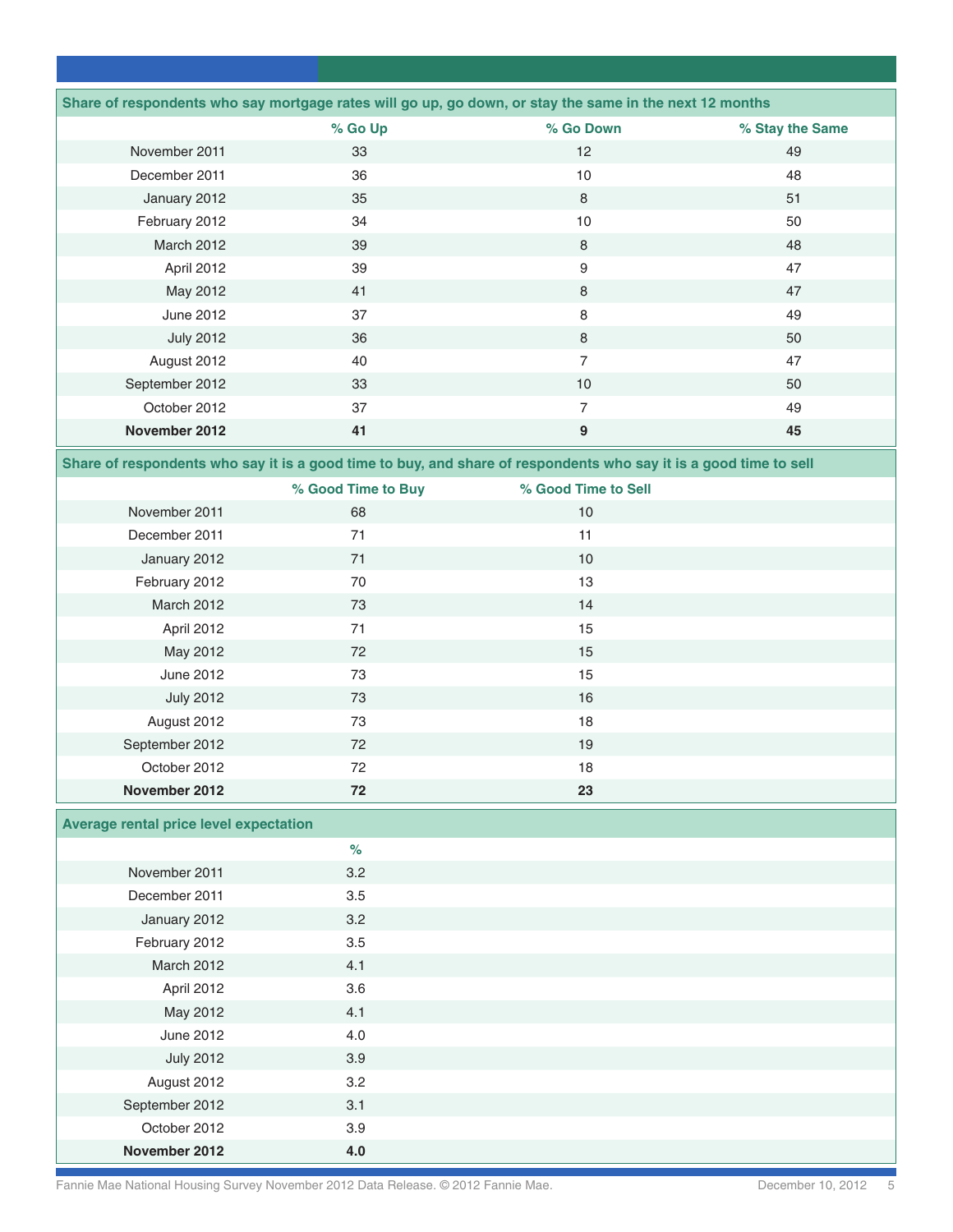| Share of respondents who say mortgage rates will go up, go down, or stay the same in the next 12 months | | | |
|---|---|---|---|
| | % Go Up | % Go Down | % Stay the Same |
| November 2011 | 33 | 12 | 49 |
| December 2011 | 36 | 10 | 48 |
| January 2012 | 35 | 8 | 51 |
| February 2012 | 34 | 10 | 50 |
| March 2012 | 39 | 8 | 48 |
| April 2012 | 39 | 9 | 47 |
| May 2012 | 41 | 8 | 47 |
| June 2012 | 37 | 8 | 49 |
| July 2012 | 36 | 8 | 50 |
| August 2012 | 40 | 7 | 47 |
| September 2012 | 33 | 10 | 50 |
| October 2012 | 37 | 7 | 49 |
| **November 2012** | **41** | **9** | **45** |

| Share of respondents who say it is a good time to buy, and share of respondents who say it is a good time to sell | | |
|---|---|---|
| | % Good Time to Buy | % Good Time to Sell |
| November 2011 | 68 | 10 |
| December 2011 | 71 | 11 |
| January 2012 | 71 | 10 |
| February 2012 | 70 | 13 |
| March 2012 | 73 | 14 |
| April 2012 | 71 | 15 |
| May 2012 | 72 | 15 |
| June 2012 | 73 | 15 |
| July 2012 | 73 | 16 |
| August 2012 | 73 | 18 |
| September 2012 | 72 | 19 |
| October 2012 | 72 | 18 |
| **November 2012** | **72** | **23** |

| Average rental price level expectation | |
|---|---|
| | % |
| November 2011 | 3.2 |
| December 2011 | 3.5 |
| January 2012 | 3.2 |
| February 2012 | 3.5 |
| March 2012 | 4.1 |
| April 2012 | 3.6 |
| May 2012 | 4.1 |
| June 2012 | 4.0 |
| July 2012 | 3.9 |
| August 2012 | 3.2 |
| September 2012 | 3.1 |
| October 2012 | 3.9 |
| **November 2012** | **4.0** |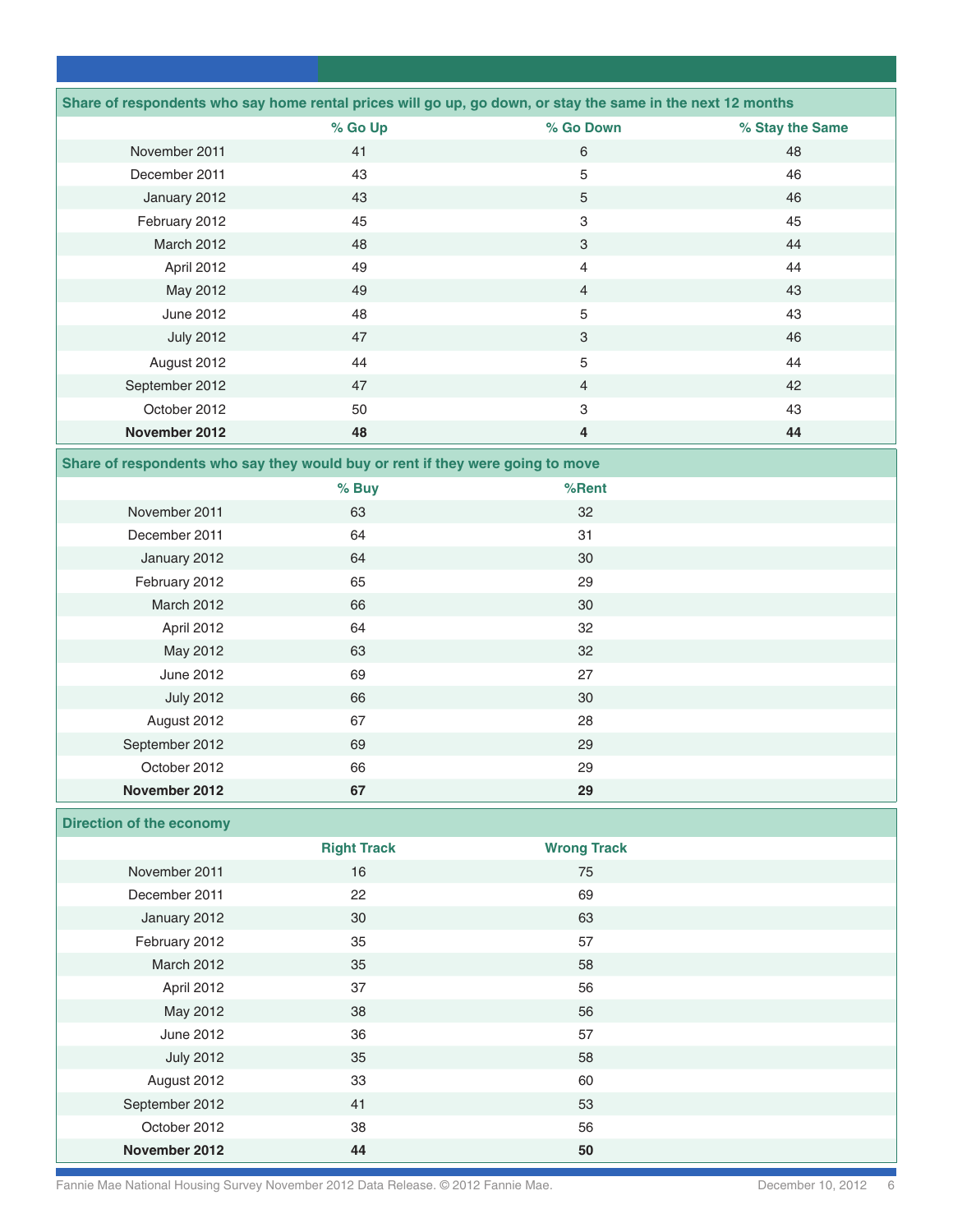| Share of respondents who say home rental prices will go up, go down, or stay the same in the next 12 months | | | |
|---|---|---|---|
| | % Go Up | % Go Down | % Stay the Same |
| November 2011 | 41 | 6 | 48 |
| December 2011 | 43 | 5 | 46 |
| January 2012 | 43 | 5 | 46 |
| February 2012 | 45 | 3 | 45 |
| March 2012 | 48 | 3 | 44 |
| April 2012 | 49 | 4 | 44 |
| May 2012 | 49 | 4 | 43 |
| June 2012 | 48 | 5 | 43 |
| July 2012 | 47 | 3 | 46 |
| August 2012 | 44 | 5 | 44 |
| September 2012 | 47 | 4 | 42 |
| October 2012 | 50 | 3 | 43 |
| **November 2012** | **48** | **4** | **44** |

| Share of respondents who say they would buy or rent if they were going to move | | |
|---|---|---|
| | % Buy | %Rent |
| November 2011 | 63 | 32 |
| December 2011 | 64 | 31 |
| January 2012 | 64 | 30 |
| February 2012 | 65 | 29 |
| March 2012 | 66 | 30 |
| April 2012 | 64 | 32 |
| May 2012 | 63 | 32 |
| June 2012 | 69 | 27 |
| July 2012 | 66 | 30 |
| August 2012 | 67 | 28 |
| September 2012 | 69 | 29 |
| October 2012 | 66 | 29 |
| **November 2012** | **67** | **29** |

| Direction of the economy | | |
|---|---|---|
| | Right Track | Wrong Track |
| November 2011 | 16 | 75 |
| December 2011 | 22 | 69 |
| January 2012 | 30 | 63 |
| February 2012 | 35 | 57 |
| March 2012 | 35 | 58 |
| April 2012 | 37 | 56 |
| May 2012 | 38 | 56 |
| June 2012 | 36 | 57 |
| July 2012 | 35 | 58 |
| August 2012 | 33 | 60 |
| September 2012 | 41 | 53 |
| October 2012 | 38 | 56 |
| **November 2012** | **44** | **50** |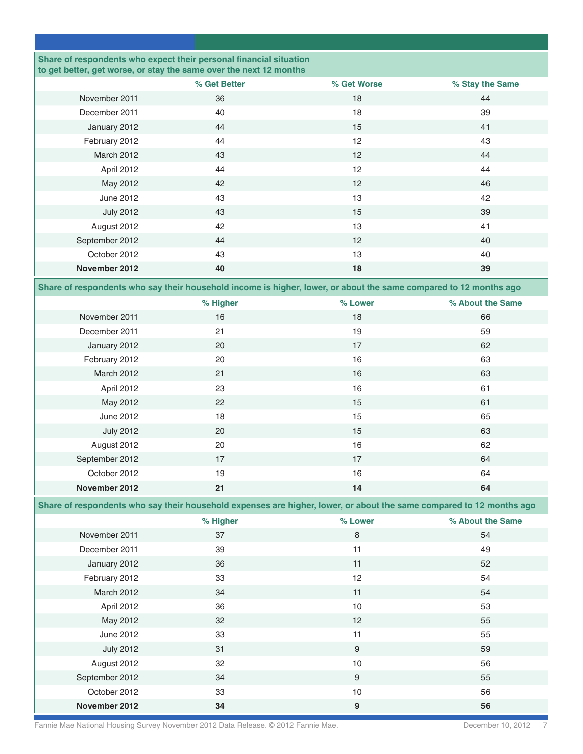**Share of respondents who expect their personal financial situation to get better, get worse, or stay the same over the next 12 months**

| | % Get Better | % Get Worse | % Stay the Same |
|---|---|---|---|
| November 2011 | 36 | 18 | 44 |
| December 2011 | 40 | 18 | 39 |
| January 2012 | 44 | 15 | 41 |
| February 2012 | 44 | 12 | 43 |
| March 2012 | 43 | 12 | 44 |
| April 2012 | 44 | 12 | 44 |
| May 2012 | 42 | 12 | 46 |
| June 2012 | 43 | 13 | 42 |
| July 2012 | 43 | 15 | 39 |
| August 2012 | 42 | 13 | 41 |
| September 2012 | 44 | 12 | 40 |
| October 2012 | 43 | 13 | 40 |
| **November 2012** | **40** | **18** | **39** |

**Share of respondents who say their household income is higher, lower, or about the same compared to 12 months ago**

| | % Higher | % Lower | % About the Same |
|---|---|---|---|
| November 2011 | 16 | 18 | 66 |
| December 2011 | 21 | 19 | 59 |
| January 2012 | 20 | 17 | 62 |
| February 2012 | 20 | 16 | 63 |
| March 2012 | 21 | 16 | 63 |
| April 2012 | 23 | 16 | 61 |
| May 2012 | 22 | 15 | 61 |
| June 2012 | 18 | 15 | 65 |
| July 2012 | 20 | 15 | 63 |
| August 2012 | 20 | 16 | 62 |
| September 2012 | 17 | 17 | 64 |
| October 2012 | 19 | 16 | 64 |
| **November 2012** | **21** | **14** | **64** |

**Share of respondents who say their household expenses are higher, lower, or about the same compared to 12 months ago**

| | % Higher | % Lower | % About the Same |
|---|---|---|---|
| November 2011 | 37 | 8 | 54 |
| December 2011 | 39 | 11 | 49 |
| January 2012 | 36 | 11 | 52 |
| February 2012 | 33 | 12 | 54 |
| March 2012 | 34 | 11 | 54 |
| April 2012 | 36 | 10 | 53 |
| May 2012 | 32 | 12 | 55 |
| June 2012 | 33 | 11 | 55 |
| July 2012 | 31 | 9 | 59 |
| August 2012 | 32 | 10 | 56 |
| September 2012 | 34 | 9 | 55 |
| October 2012 | 33 | 10 | 56 |
| **November 2012** | **34** | **9** | **56** |